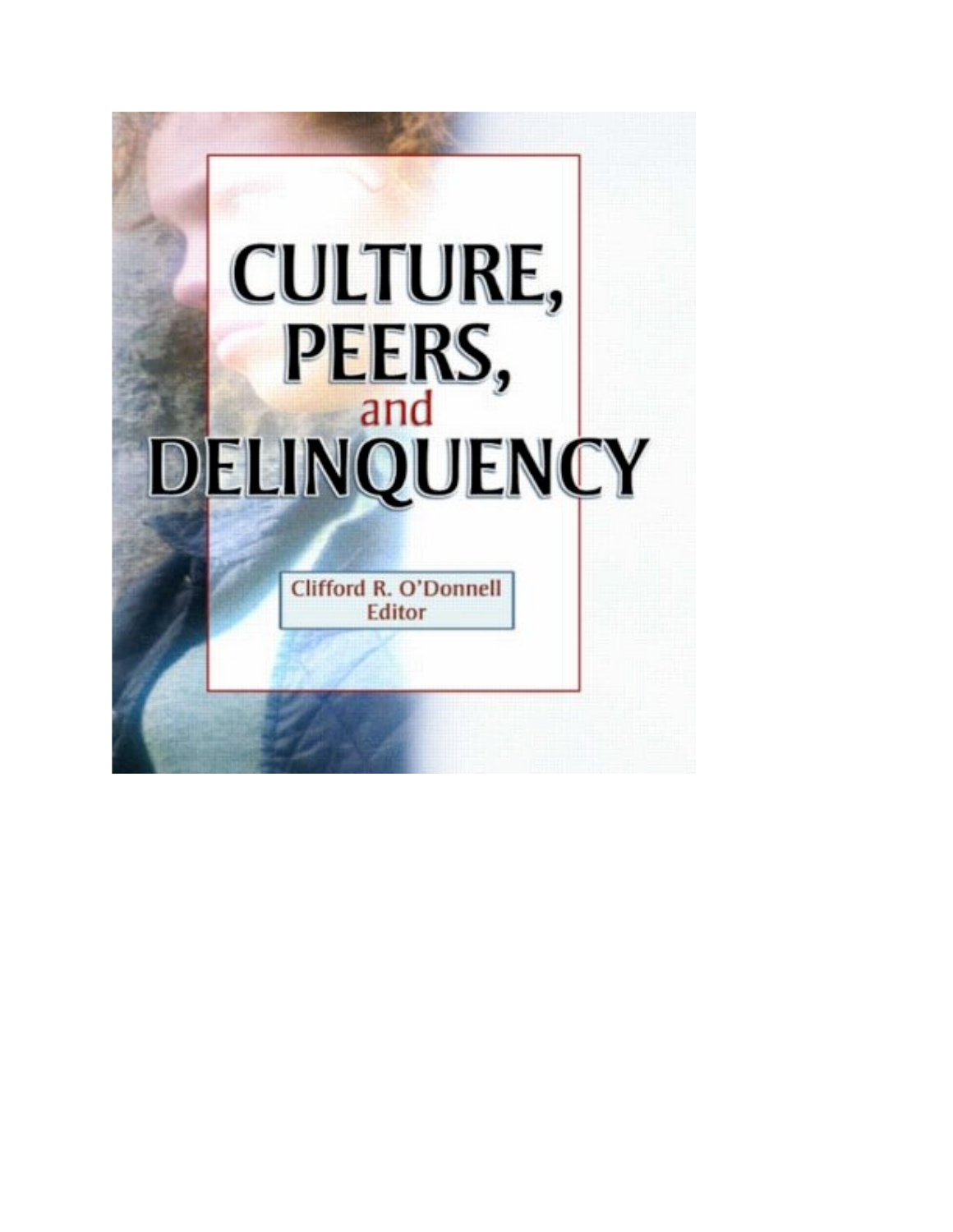# CULTURE, PEERS, and DELINQUENCY

Clifford R. O'Donnell
Editor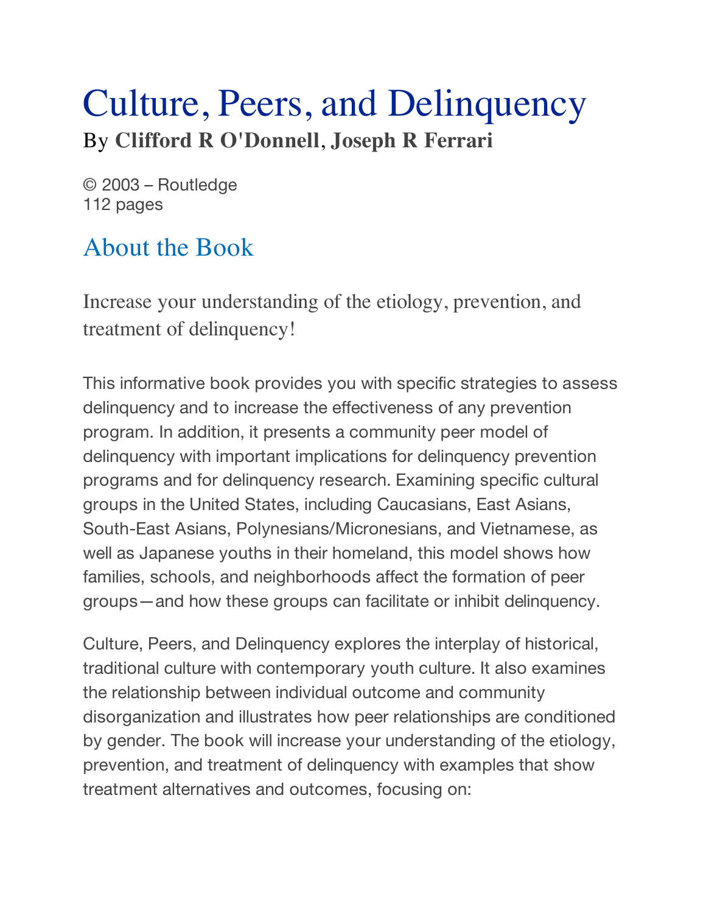# Culture, Peers, and Delinquency

By **Clifford R O'Donnell**, **Joseph R Ferrari**

© 2003 – Routledge
112 pages

## About the Book

Increase your understanding of the etiology, prevention, and treatment of delinquency!

This informative book provides you with specific strategies to assess delinquency and to increase the effectiveness of any prevention program. In addition, it presents a community peer model of delinquency with important implications for delinquency prevention programs and for delinquency research. Examining specific cultural groups in the United States, including Caucasians, East Asians, South-East Asians, Polynesians/Micronesians, and Vietnamese, as well as Japanese youths in their homeland, this model shows how families, schools, and neighborhoods affect the formation of peer groups—and how these groups can facilitate or inhibit delinquency.

Culture, Peers, and Delinquency explores the interplay of historical, traditional culture with contemporary youth culture. It also examines the relationship between individual outcome and community disorganization and illustrates how peer relationships are conditioned by gender. The book will increase your understanding of the etiology, prevention, and treatment of delinquency with examples that show treatment alternatives and outcomes, focusing on: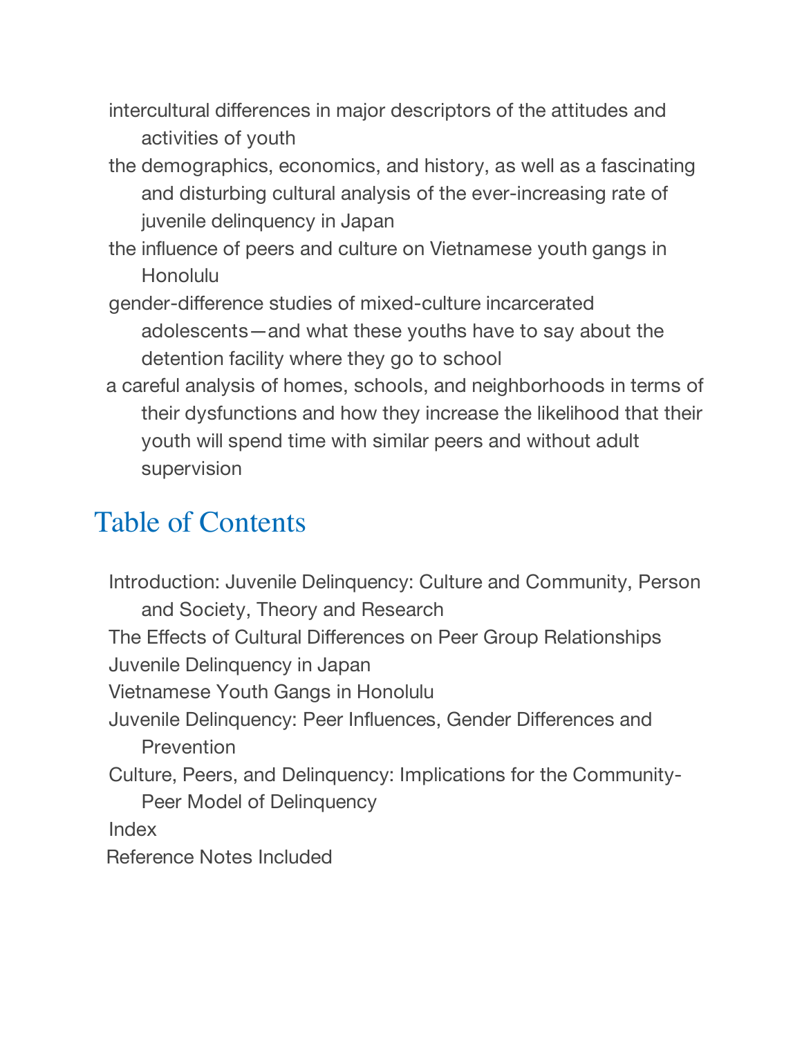- intercultural differences in major descriptors of the attitudes and activities of youth
- the demographics, economics, and history, as well as a fascinating and disturbing cultural analysis of the ever-increasing rate of juvenile delinquency in Japan
- the influence of peers and culture on Vietnamese youth gangs in Honolulu
- gender-difference studies of mixed-culture incarcerated adolescents—and what these youths have to say about the detention facility where they go to school
- a careful analysis of homes, schools, and neighborhoods in terms of their dysfunctions and how they increase the likelihood that their youth will spend time with similar peers and without adult supervision

## Table of Contents

- Introduction: Juvenile Delinquency: Culture and Community, Person and Society, Theory and Research
- The Effects of Cultural Differences on Peer Group Relationships
- Juvenile Delinquency in Japan
- Vietnamese Youth Gangs in Honolulu
- Juvenile Delinquency: Peer Influences, Gender Differences and Prevention
- Culture, Peers, and Delinquency: Implications for the Community-Peer Model of Delinquency
- Index
- Reference Notes Included